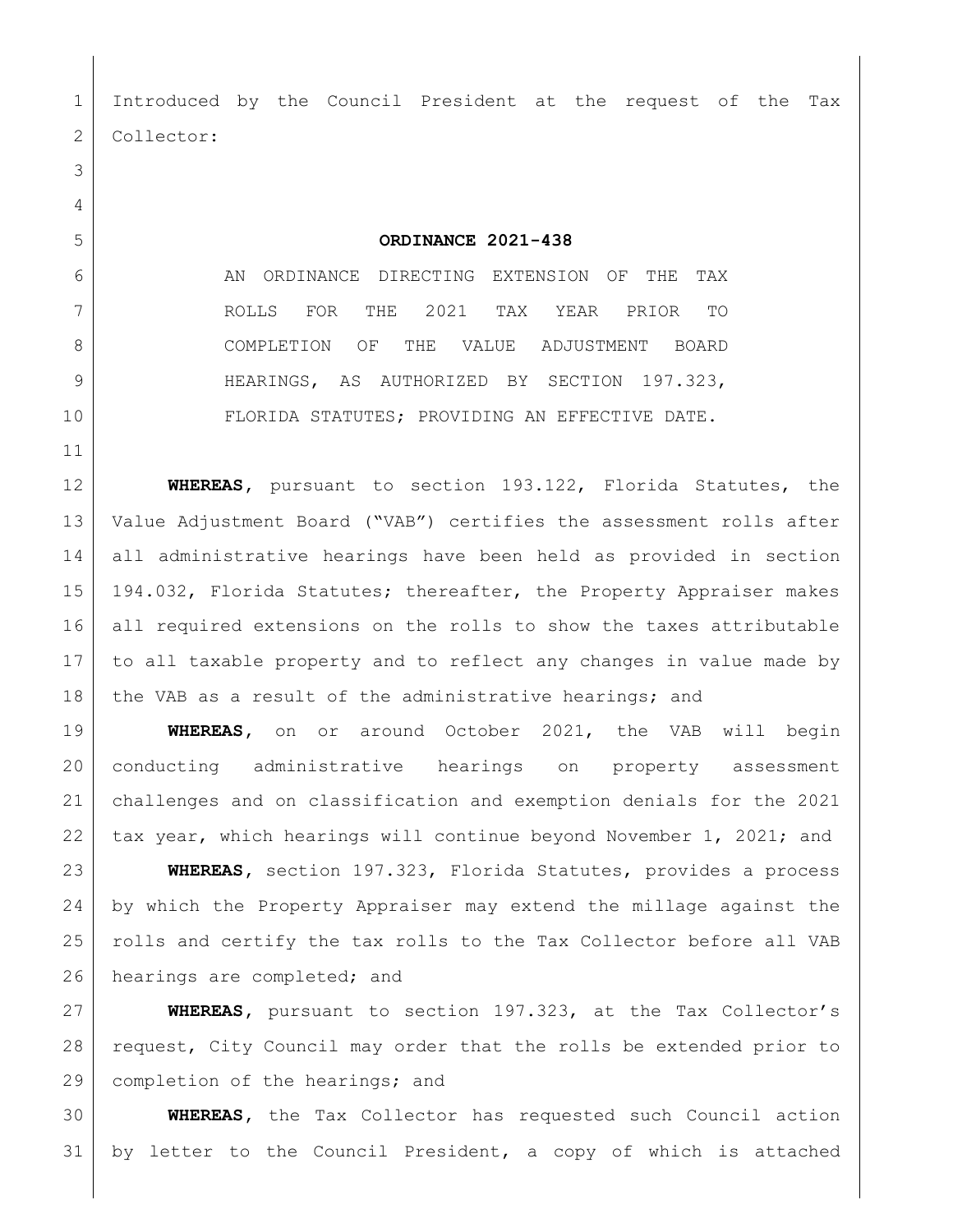Introduced by the Council President at the request of the Tax Collector:

**ORDINANCE 2021-438**

AN ORDINANCE DIRECTING EXTENSION OF THE TAX ROLLS FOR THE 2021 TAX YEAR PRIOR TO COMPLETION OF THE VALUE ADJUSTMENT BOARD HEARINGS, AS AUTHORIZED BY SECTION 197.323, FLORIDA STATUTES; PROVIDING AN EFFECTIVE DATE.

**WHEREAS**, pursuant to section 193.122, Florida Statutes, the Value Adjustment Board ("VAB") certifies the assessment rolls after all administrative hearings have been held as provided in section 194.032, Florida Statutes; thereafter, the Property Appraiser makes all required extensions on the rolls to show the taxes attributable to all taxable property and to reflect any changes in value made by the VAB as a result of the administrative hearings; and

**WHEREAS**, on or around October 2021, the VAB will begin conducting administrative hearings on property assessment challenges and on classification and exemption denials for the 2021 tax year, which hearings will continue beyond November 1, 2021; and

**WHEREAS**, section 197.323, Florida Statutes, provides a process by which the Property Appraiser may extend the millage against the rolls and certify the tax rolls to the Tax Collector before all VAB hearings are completed; and

**WHEREAS**, pursuant to section 197.323, at the Tax Collector's request, City Council may order that the rolls be extended prior to completion of the hearings; and

**WHEREAS**, the Tax Collector has requested such Council action by letter to the Council President, a copy of which is attached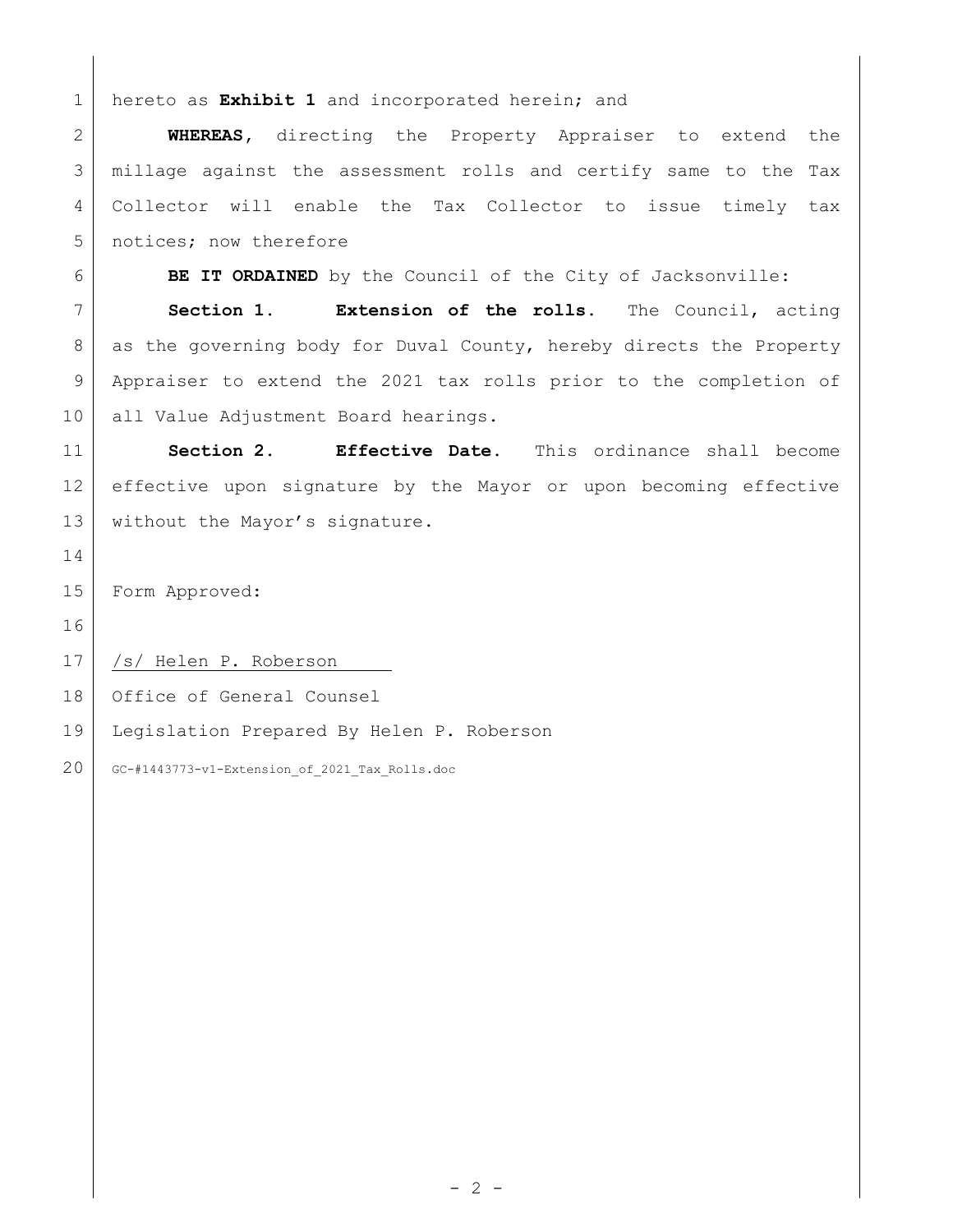hereto as **Exhibit 1** and incorporated herein; and

**WHEREAS**, directing the Property Appraiser to extend the millage against the assessment rolls and certify same to the Tax Collector will enable the Tax Collector to issue timely tax notices; now therefore

**BE IT ORDAINED** by the Council of the City of Jacksonville:

**Section 1. Extension of the rolls.** The Council, acting as the governing body for Duval County, hereby directs the Property Appraiser to extend the 2021 tax rolls prior to the completion of all Value Adjustment Board hearings.

**Section 2. Effective Date.** This ordinance shall become effective upon signature by the Mayor or upon becoming effective without the Mayor's signature.

Form Approved:

/s/ Helen P. Roberson

Office of General Counsel

Legislation Prepared By Helen P. Roberson

GC-#1443773-v1-Extension_of_2021_Tax_Rolls.doc